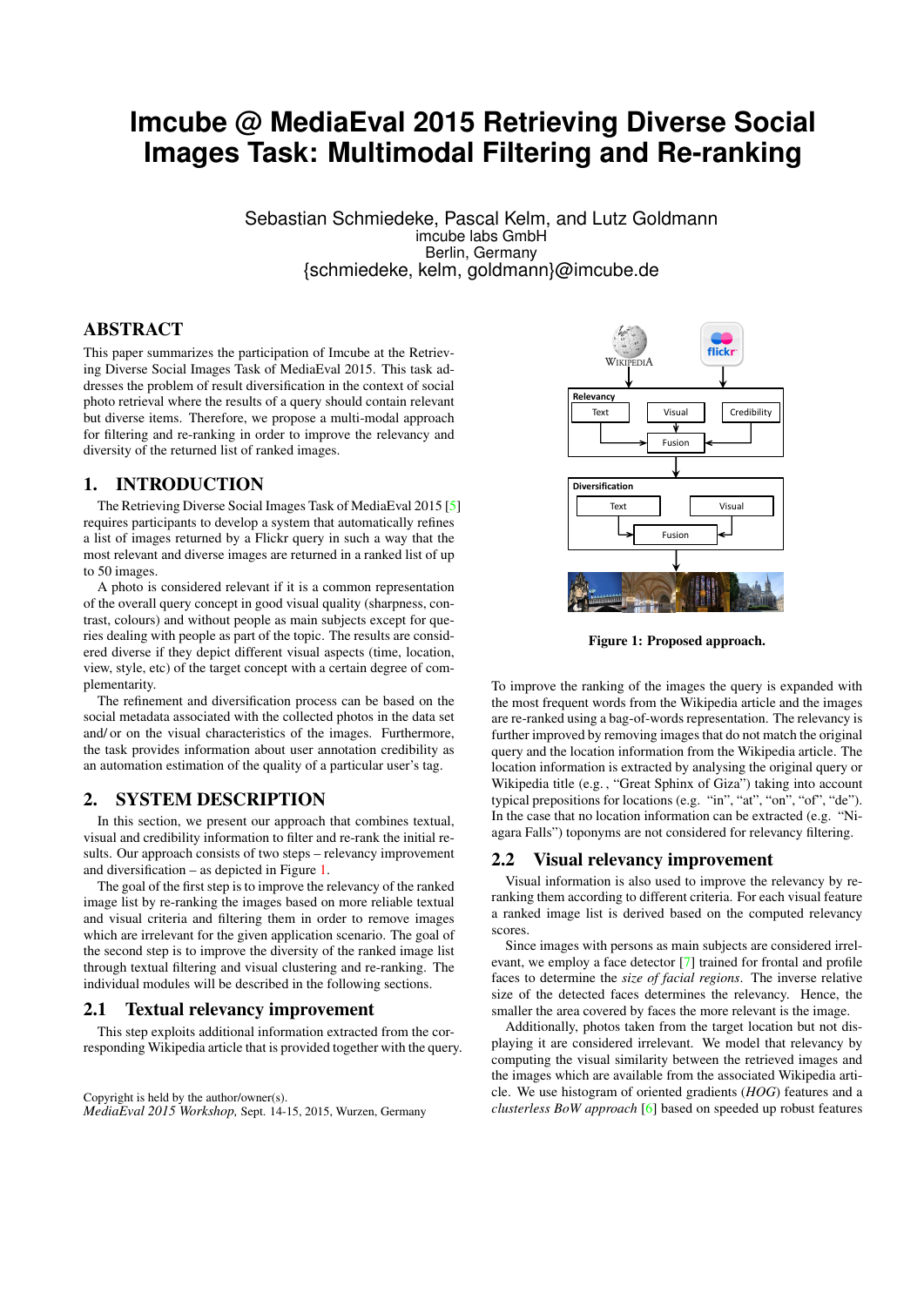# Imcube @ MediaEval 2015 Retrieving Diverse Social Images Task: Multimodal Filtering and Re-ranking

Sebastian Schmiedeke, Pascal Kelm, and Lutz Goldmann
imcube labs GmbH
Berlin, Germany
{schmiedeke, kelm, goldmann}@imcube.de

## ABSTRACT

This paper summarizes the participation of Imcube at the Retrieving Diverse Social Images Task of MediaEval 2015. This task addresses the problem of result diversification in the context of social photo retrieval where the results of a query should contain relevant but diverse items. Therefore, we propose a multi-modal approach for filtering and re-ranking in order to improve the relevancy and diversity of the returned list of ranked images.

## 1. INTRODUCTION

The Retrieving Diverse Social Images Task of MediaEval 2015 [5] requires participants to develop a system that automatically refines a list of images returned by a Flickr query in such a way that the most relevant and diverse images are returned in a ranked list of up to 50 images.

A photo is considered relevant if it is a common representation of the overall query concept in good visual quality (sharpness, contrast, colours) and without people as main subjects except for queries dealing with people as part of the topic. The results are considered diverse if they depict different visual aspects (time, location, view, style, etc) of the target concept with a certain degree of complementarity.

The refinement and diversification process can be based on the social metadata associated with the collected photos in the data set and/ or on the visual characteristics of the images. Furthermore, the task provides information about user annotation credibility as an automation estimation of the quality of a particular user's tag.

## 2. SYSTEM DESCRIPTION

In this section, we present our approach that combines textual, visual and credibility information to filter and re-rank the initial results. Our approach consists of two steps – relevancy improvement and diversification – as depicted in Figure 1.

The goal of the first step is to improve the relevancy of the ranked image list by re-ranking the images based on more reliable textual and visual criteria and filtering them in order to remove images which are irrelevant for the given application scenario. The goal of the second step is to improve the diversity of the ranked image list through textual filtering and visual clustering and re-ranking. The individual modules will be described in the following sections.

### 2.1 Textual relevancy improvement

This step exploits additional information extracted from the corresponding Wikipedia article that is provided together with the query.

Figure 1: Proposed approach.

To improve the ranking of the images the query is expanded with the most frequent words from the Wikipedia article and the images are re-ranked using a bag-of-words representation. The relevancy is further improved by removing images that do not match the original query and the location information from the Wikipedia article. The location information is extracted by analysing the original query or Wikipedia title (e.g. , "Great Sphinx of Giza") taking into account typical prepositions for locations (e.g. "in", "at", "on", "of", "de"). In the case that no location information can be extracted (e.g. "Niagara Falls") toponyms are not considered for relevancy filtering.

### 2.2 Visual relevancy improvement

Visual information is also used to improve the relevancy by re-ranking them according to different criteria. For each visual feature a ranked image list is derived based on the computed relevancy scores.

Since images with persons as main subjects are considered irrelevant, we employ a face detector [7] trained for frontal and profile faces to determine the *size of facial regions*. The inverse relative size of the detected faces determines the relevancy. Hence, the smaller the area covered by faces the more relevant is the image.

Additionally, photos taken from the target location but not displaying it are considered irrelevant. We model that relevancy by computing the visual similarity between the retrieved images and the images which are available from the associated Wikipedia article. We use histogram of oriented gradients (*HOG*) features and a *clusterless BoW approach* [6] based on speeded up robust features

Copyright is held by the author/owner(s).
*MediaEval 2015 Workshop,* Sept. 14-15, 2015, Wurzen, Germany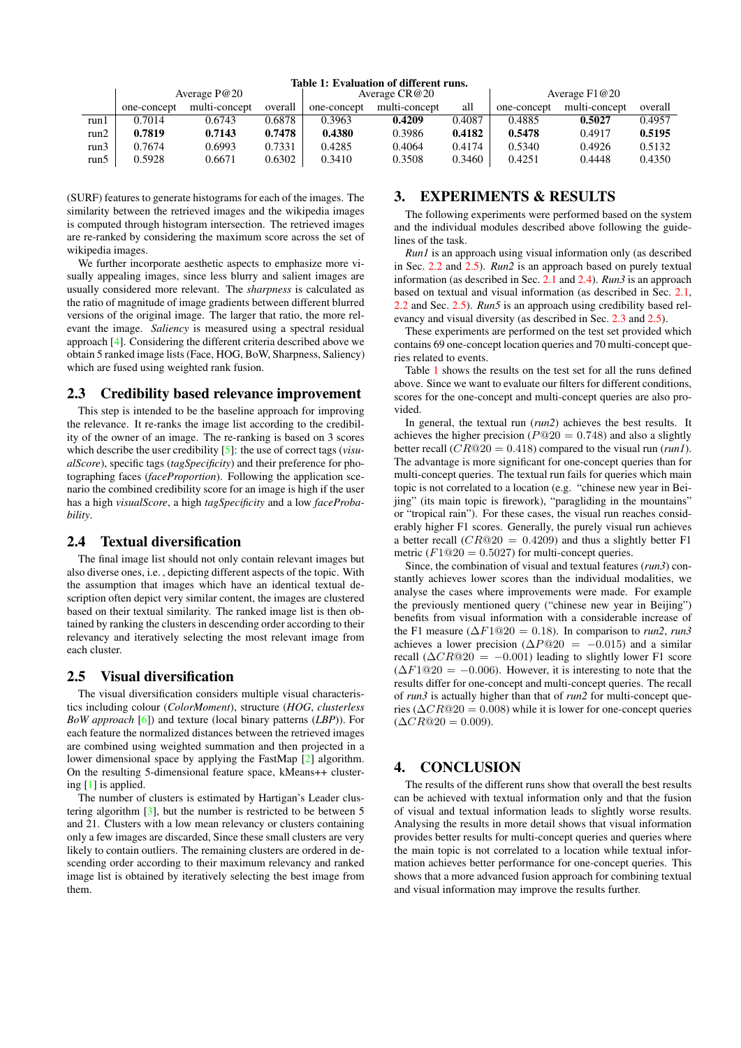**Table 1: Evaluation of different runs.**

| | Average P@20 | | | Average CR@20 | | | Average F1@20 | | |
|---|---|---|---|---|---|---|---|---|---|
| | one-concept | multi-concept | overall | one-concept | multi-concept | all | one-concept | multi-concept | overall |
| run1 | 0.7014 | 0.6743 | 0.6878 | 0.3963 | **0.4209** | 0.4087 | 0.4885 | **0.5027** | 0.4957 |
| run2 | **0.7819** | **0.7143** | **0.7478** | **0.4380** | 0.3986 | **0.4182** | **0.5478** | 0.4917 | **0.5195** |
| run3 | 0.7674 | 0.6993 | 0.7331 | 0.4285 | 0.4064 | 0.4174 | 0.5340 | 0.4926 | 0.5132 |
| run5 | 0.5928 | 0.6671 | 0.6302 | 0.3410 | 0.3508 | 0.3460 | 0.4251 | 0.4448 | 0.4350 |

(SURF) features to generate histograms for each of the images. The similarity between the retrieved images and the wikipedia images is computed through histogram intersection. The retrieved images are re-ranked by considering the maximum score across the set of wikipedia images.

We further incorporate aesthetic aspects to emphasize more visually appealing images, since less blurry and salient images are usually considered more relevant. The *sharpness* is calculated as the ratio of magnitude of image gradients between different blurred versions of the original image. The larger that ratio, the more relevant the image. *Saliency* is measured using a spectral residual approach [4]. Considering the different criteria described above we obtain 5 ranked image lists (Face, HOG, BoW, Sharpness, Saliency) which are fused using weighted rank fusion.

## 2.3 Credibility based relevance improvement

This step is intended to be the baseline approach for improving the relevance. It re-ranks the image list according to the credibility of the owner of an image. The re-ranking is based on 3 scores which describe the user credibility [5]: the use of correct tags (*visualScore*), specific tags (*tagSpecificity*) and their preference for photographing faces (*faceProportion*). Following the application scenario the combined credibility score for an image is high if the user has a high *visualScore*, a high *tagSpecificity* and a low *faceProbability*.

## 2.4 Textual diversification

The final image list should not only contain relevant images but also diverse ones, i.e. , depicting different aspects of the topic. With the assumption that images which have an identical textual description often depict very similar content, the images are clustered based on their textual similarity. The ranked image list is then obtained by ranking the clusters in descending order according to their relevancy and iteratively selecting the most relevant image from each cluster.

## 2.5 Visual diversification

The visual diversification considers multiple visual characteristics including colour (*ColorMoment*), structure (*HOG*, *clusterless BoW approach* [6]) and texture (local binary patterns (*LBP*)). For each feature the normalized distances between the retrieved images are combined using weighted summation and then projected in a lower dimensional space by applying the FastMap [2] algorithm. On the resulting 5-dimensional feature space, kMeans++ clustering [1] is applied.

The number of clusters is estimated by Hartigan's Leader clustering algorithm [3], but the number is restricted to be between 5 and 21. Clusters with a low mean relevancy or clusters containing only a few images are discarded, Since these small clusters are very likely to contain outliers. The remaining clusters are ordered in descending order according to their maximum relevancy and ranked image list is obtained by iteratively selecting the best image from them.

# 3. EXPERIMENTS & RESULTS

The following experiments were performed based on the system and the individual modules described above following the guidelines of the task.

*Run1* is an approach using visual information only (as described in Sec. 2.2 and 2.5). *Run2* is an approach based on purely textual information (as described in Sec. 2.1 and 2.4). *Run3* is an approach based on textual and visual information (as described in Sec. 2.1, 2.2 and Sec. 2.5). *Run5* is an approach using credibility based relevancy and visual diversity (as described in Sec. 2.3 and 2.5).

These experiments are performed on the test set provided which contains 69 one-concept location queries and 70 multi-concept queries related to events.

Table 1 shows the results on the test set for all the runs defined above. Since we want to evaluate our filters for different conditions, scores for the one-concept and multi-concept queries are also provided.

In general, the textual run (*run2*) achieves the best results. It achieves the higher precision ($P@20 = 0.748$) and also a slightly better recall ($CR@20 = 0.418$) compared to the visual run (*run1*). The advantage is more significant for one-concept queries than for multi-concept queries. The textual run fails for queries which main topic is not correlated to a location (e.g. "chinese new year in Beijing" (its main topic is firework), "paragliding in the mountains" or "tropical rain"). For these cases, the visual run reaches considerably higher F1 scores. Generally, the purely visual run achieves a better recall ($CR@20 = 0.4209$) and thus a slightly better F1 metric ($F1@20 = 0.5027$) for multi-concept queries.

Since, the combination of visual and textual features (*run3*) constantly achieves lower scores than the individual modalities, we analyse the cases where improvements were made. For example the previously mentioned query ("chinese new year in Beijing") benefits from visual information with a considerable increase of the F1 measure ($\Delta F1@20 = 0.18$). In comparison to *run2*, *run3* achieves a lower precision ($\Delta P@20 = -0.015$) and a similar recall ($\Delta CR@20 = -0.001$) leading to slightly lower F1 score ($\Delta F1@20 = -0.006$). However, it is interesting to note that the results differ for one-concept and multi-concept queries. The recall of *run3* is actually higher than that of *run2* for multi-concept queries ($\Delta CR@20 = 0.008$) while it is lower for one-concept queries ($\Delta CR@20 = 0.009$).

# 4. CONCLUSION

The results of the different runs show that overall the best results can be achieved with textual information only and that the fusion of visual and textual information leads to slightly worse results. Analysing the results in more detail shows that visual information provides better results for multi-concept queries and queries where the main topic is not correlated to a location while textual information achieves better performance for one-concept queries. This shows that a more advanced fusion approach for combining textual and visual information may improve the results further.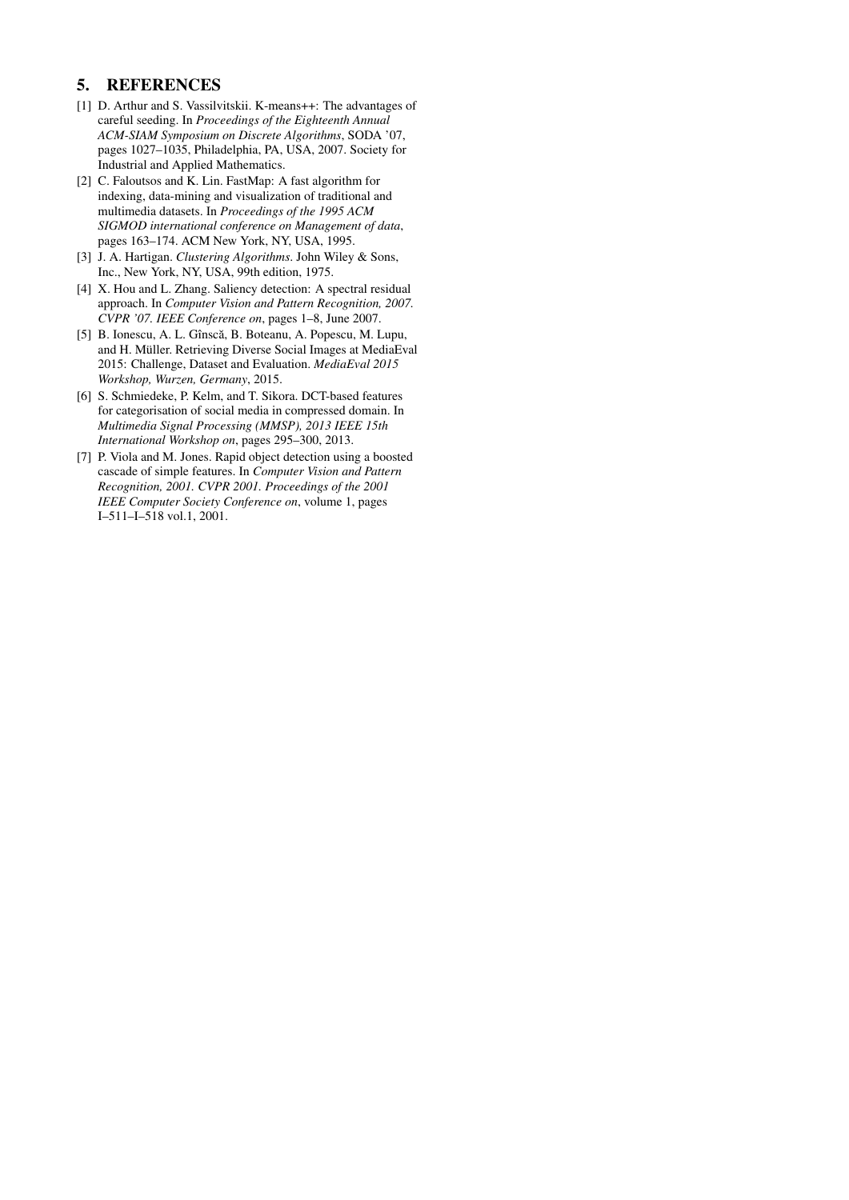## 5. REFERENCES

[1] D. Arthur and S. Vassilvitskii. K-means++: The advantages of careful seeding. In *Proceedings of the Eighteenth Annual ACM-SIAM Symposium on Discrete Algorithms*, SODA '07, pages 1027–1035, Philadelphia, PA, USA, 2007. Society for Industrial and Applied Mathematics.

[2] C. Faloutsos and K. Lin. FastMap: A fast algorithm for indexing, data-mining and visualization of traditional and multimedia datasets. In *Proceedings of the 1995 ACM SIGMOD international conference on Management of data*, pages 163–174. ACM New York, NY, USA, 1995.

[3] J. A. Hartigan. *Clustering Algorithms*. John Wiley & Sons, Inc., New York, NY, USA, 99th edition, 1975.

[4] X. Hou and L. Zhang. Saliency detection: A spectral residual approach. In *Computer Vision and Pattern Recognition, 2007. CVPR '07. IEEE Conference on*, pages 1–8, June 2007.

[5] B. Ionescu, A. L. Gînscă, B. Boteanu, A. Popescu, M. Lupu, and H. Müller. Retrieving Diverse Social Images at MediaEval 2015: Challenge, Dataset and Evaluation. *MediaEval 2015 Workshop, Wurzen, Germany*, 2015.

[6] S. Schmiedeke, P. Kelm, and T. Sikora. DCT-based features for categorisation of social media in compressed domain. In *Multimedia Signal Processing (MMSP), 2013 IEEE 15th International Workshop on*, pages 295–300, 2013.

[7] P. Viola and M. Jones. Rapid object detection using a boosted cascade of simple features. In *Computer Vision and Pattern Recognition, 2001. CVPR 2001. Proceedings of the 2001 IEEE Computer Society Conference on*, volume 1, pages I–511–I–518 vol.1, 2001.